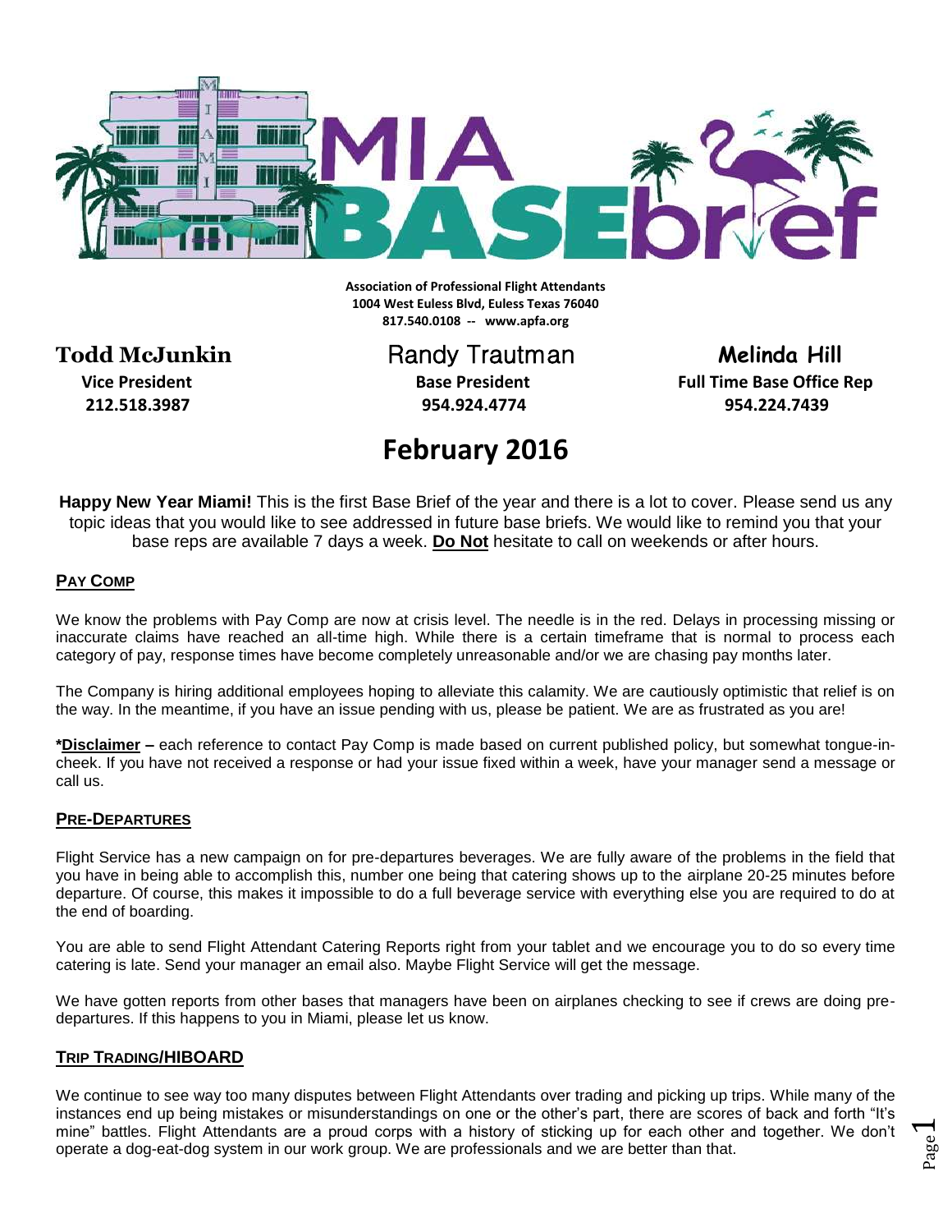# MIA BASEbrief

**Association of Professional Flight Attendants**
**1004 West Euless Blvd, Euless Texas 76040**
**817.540.0108 -- www.apfa.org**

| **Todd McJunkin** | **Randy Trautman** | **Melinda Hill** |
|---|---|---|
| **Vice President** | **Base President** | **Full Time Base Office Rep** |
| **212.518.3987** | **954.924.4774** | **954.224.7439** |

## February 2016

**Happy New Year Miami!** This is the first Base Brief of the year and there is a lot to cover. Please send us any topic ideas that you would like to see addressed in future base briefs. We would like to remind you that your base reps are available 7 days a week. **Do Not** hesitate to call on weekends or after hours.

### PAY COMP

We know the problems with Pay Comp are now at crisis level. The needle is in the red. Delays in processing missing or inaccurate claims have reached an all-time high. While there is a certain timeframe that is normal to process each category of pay, response times have become completely unreasonable and/or we are chasing pay months later.

The Company is hiring additional employees hoping to alleviate this calamity. We are cautiously optimistic that relief is on the way. In the meantime, if you have an issue pending with us, please be patient. We are as frustrated as you are!

***Disclaimer** – each reference to contact Pay Comp is made based on current published policy, but somewhat tongue-in-cheek. If you have not received a response or had your issue fixed within a week, have your manager send a message or call us.

### PRE-DEPARTURES

Flight Service has a new campaign on for pre-departures beverages. We are fully aware of the problems in the field that you have in being able to accomplish this, number one being that catering shows up to the airplane 20-25 minutes before departure. Of course, this makes it impossible to do a full beverage service with everything else you are required to do at the end of boarding.

You are able to send Flight Attendant Catering Reports right from your tablet and we encourage you to do so every time catering is late. Send your manager an email also. Maybe Flight Service will get the message.

We have gotten reports from other bases that managers have been on airplanes checking to see if crews are doing pre-departures. If this happens to you in Miami, please let us know.

### TRIP TRADING/HIBOARD

We continue to see way too many disputes between Flight Attendants over trading and picking up trips. While many of the instances end up being mistakes or misunderstandings on one or the other's part, there are scores of back and forth "It's mine" battles. Flight Attendants are a proud corps with a history of sticking up for each other and together. We don't operate a dog-eat-dog system in our work group. We are professionals and we are better than that.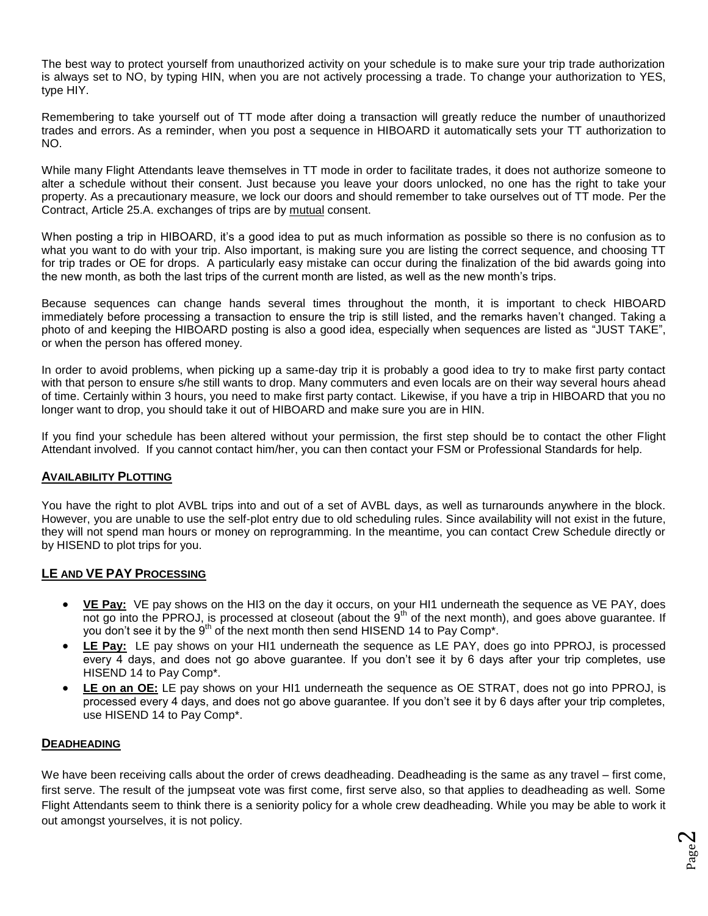The best way to protect yourself from unauthorized activity on your schedule is to make sure your trip trade authorization is always set to NO, by typing HIN, when you are not actively processing a trade. To change your authorization to YES, type HIY.

Remembering to take yourself out of TT mode after doing a transaction will greatly reduce the number of unauthorized trades and errors. As a reminder, when you post a sequence in HIBOARD it automatically sets your TT authorization to NO.

While many Flight Attendants leave themselves in TT mode in order to facilitate trades, it does not authorize someone to alter a schedule without their consent. Just because you leave your doors unlocked, no one has the right to take your property. As a precautionary measure, we lock our doors and should remember to take ourselves out of TT mode. Per the Contract, Article 25.A. exchanges of trips are by mutual consent.

When posting a trip in HIBOARD, it's a good idea to put as much information as possible so there is no confusion as to what you want to do with your trip. Also important, is making sure you are listing the correct sequence, and choosing TT for trip trades or OE for drops. A particularly easy mistake can occur during the finalization of the bid awards going into the new month, as both the last trips of the current month are listed, as well as the new month's trips.

Because sequences can change hands several times throughout the month, it is important to check HIBOARD immediately before processing a transaction to ensure the trip is still listed, and the remarks haven't changed. Taking a photo of and keeping the HIBOARD posting is also a good idea, especially when sequences are listed as "JUST TAKE", or when the person has offered money.

In order to avoid problems, when picking up a same-day trip it is probably a good idea to try to make first party contact with that person to ensure s/he still wants to drop. Many commuters and even locals are on their way several hours ahead of time. Certainly within 3 hours, you need to make first party contact. Likewise, if you have a trip in HIBOARD that you no longer want to drop, you should take it out of HIBOARD and make sure you are in HIN.

If you find your schedule has been altered without your permission, the first step should be to contact the other Flight Attendant involved. If you cannot contact him/her, you can then contact your FSM or Professional Standards for help.

## AVAILABILITY PLOTTING

You have the right to plot AVBL trips into and out of a set of AVBL days, as well as turnarounds anywhere in the block. However, you are unable to use the self-plot entry due to old scheduling rules. Since availability will not exist in the future, they will not spend man hours or money on reprogramming. In the meantime, you can contact Crew Schedule directly or by HISEND to plot trips for you.

## LE AND VE PAY PROCESSING

- **VE Pay:** VE pay shows on the HI3 on the day it occurs, on your HI1 underneath the sequence as VE PAY, does not go into the PPROJ, is processed at closeout (about the 9th of the next month), and goes above guarantee. If you don't see it by the 9th of the next month then send HISEND 14 to Pay Comp*.
- **LE Pay:** LE pay shows on your HI1 underneath the sequence as LE PAY, does go into PPROJ, is processed every 4 days, and does not go above guarantee. If you don't see it by 6 days after your trip completes, use HISEND 14 to Pay Comp*.
- **LE on an OE:** LE pay shows on your HI1 underneath the sequence as OE STRAT, does not go into PPROJ, is processed every 4 days, and does not go above guarantee. If you don't see it by 6 days after your trip completes, use HISEND 14 to Pay Comp*.

## DEADHEADING

We have been receiving calls about the order of crews deadheading. Deadheading is the same as any travel – first come, first serve. The result of the jumpseat vote was first come, first serve also, so that applies to deadheading as well. Some Flight Attendants seem to think there is a seniority policy for a whole crew deadheading. While you may be able to work it out amongst yourselves, it is not policy.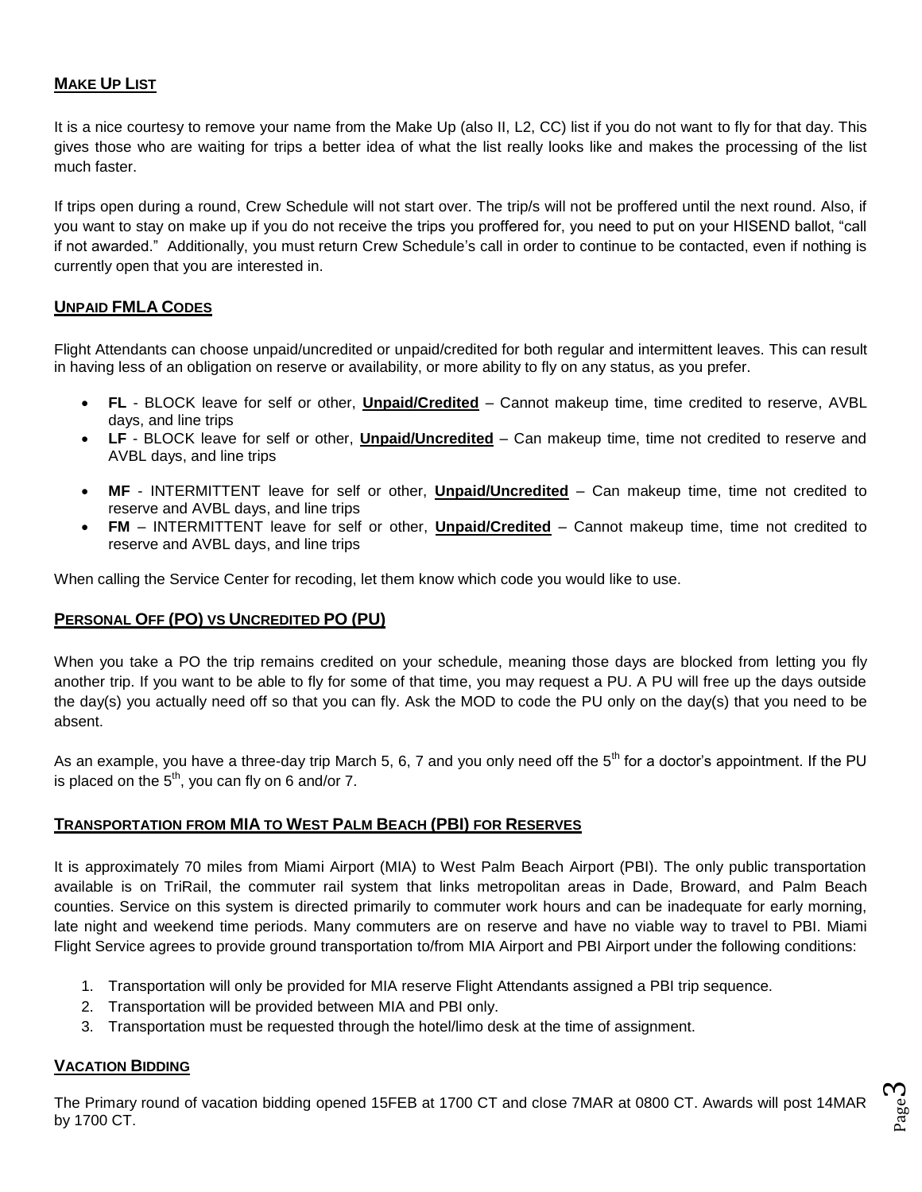## MAKE UP LIST

It is a nice courtesy to remove your name from the Make Up (also II, L2, CC) list if you do not want to fly for that day. This gives those who are waiting for trips a better idea of what the list really looks like and makes the processing of the list much faster.

If trips open during a round, Crew Schedule will not start over. The trip/s will not be proffered until the next round. Also, if you want to stay on make up if you do not receive the trips you proffered for, you need to put on your HISEND ballot, "call if not awarded." Additionally, you must return Crew Schedule's call in order to continue to be contacted, even if nothing is currently open that you are interested in.

## UNPAID FMLA CODES

Flight Attendants can choose unpaid/uncredited or unpaid/credited for both regular and intermittent leaves. This can result in having less of an obligation on reserve or availability, or more ability to fly on any status, as you prefer.

- **FL** - BLOCK leave for self or other, **Unpaid/Credited** – Cannot makeup time, time credited to reserve, AVBL days, and line trips
- **LF** - BLOCK leave for self or other, **Unpaid/Uncredited** – Can makeup time, time not credited to reserve and AVBL days, and line trips
- **MF** - INTERMITTENT leave for self or other, **Unpaid/Uncredited** – Can makeup time, time not credited to reserve and AVBL days, and line trips
- **FM** – INTERMITTENT leave for self or other, **Unpaid/Credited** – Cannot makeup time, time not credited to reserve and AVBL days, and line trips

When calling the Service Center for recoding, let them know which code you would like to use.

## PERSONAL OFF (PO) VS UNCREDITED PO (PU)

When you take a PO the trip remains credited on your schedule, meaning those days are blocked from letting you fly another trip. If you want to be able to fly for some of that time, you may request a PU. A PU will free up the days outside the day(s) you actually need off so that you can fly. Ask the MOD to code the PU only on the day(s) that you need to be absent.

As an example, you have a three-day trip March 5, 6, 7 and you only need off the 5th for a doctor's appointment. If the PU is placed on the 5th, you can fly on 6 and/or 7.

## TRANSPORTATION FROM MIA TO WEST PALM BEACH (PBI) FOR RESERVES

It is approximately 70 miles from Miami Airport (MIA) to West Palm Beach Airport (PBI). The only public transportation available is on TriRail, the commuter rail system that links metropolitan areas in Dade, Broward, and Palm Beach counties. Service on this system is directed primarily to commuter work hours and can be inadequate for early morning, late night and weekend time periods. Many commuters are on reserve and have no viable way to travel to PBI. Miami Flight Service agrees to provide ground transportation to/from MIA Airport and PBI Airport under the following conditions:

1. Transportation will only be provided for MIA reserve Flight Attendants assigned a PBI trip sequence.
2. Transportation will be provided between MIA and PBI only.
3. Transportation must be requested through the hotel/limo desk at the time of assignment.

## VACATION BIDDING

The Primary round of vacation bidding opened 15FEB at 1700 CT and close 7MAR at 0800 CT. Awards will post 14MAR by 1700 CT.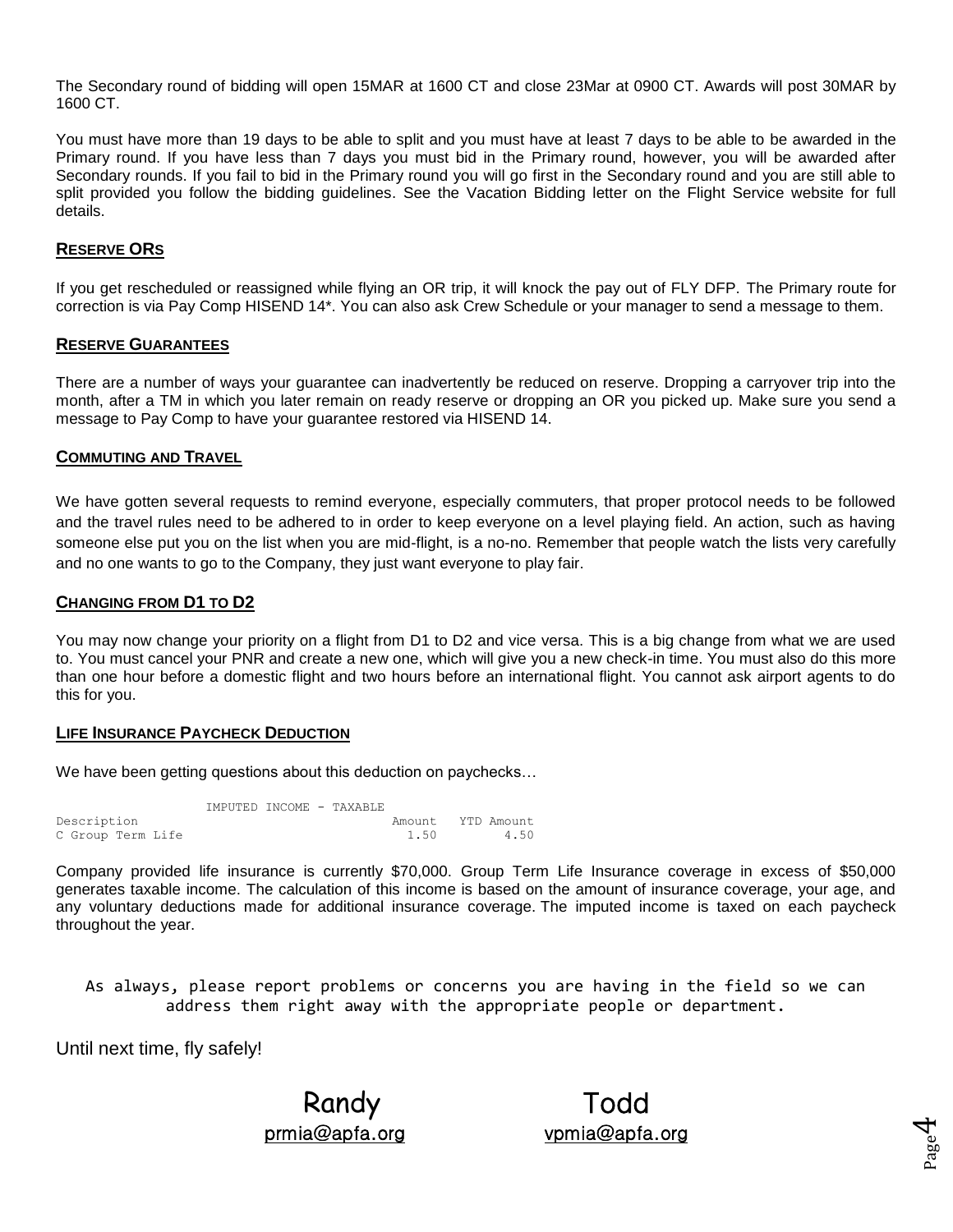The Secondary round of bidding will open 15MAR at 1600 CT and close 23Mar at 0900 CT. Awards will post 30MAR by 1600 CT.

You must have more than 19 days to be able to split and you must have at least 7 days to be able to be awarded in the Primary round. If you have less than 7 days you must bid in the Primary round, however, you will be awarded after Secondary rounds. If you fail to bid in the Primary round you will go first in the Secondary round and you are still able to split provided you follow the bidding guidelines. See the Vacation Bidding letter on the Flight Service website for full details.

## RESERVE ORS

If you get rescheduled or reassigned while flying an OR trip, it will knock the pay out of FLY DFP. The Primary route for correction is via Pay Comp HISEND 14*. You can also ask Crew Schedule or your manager to send a message to them.

## RESERVE GUARANTEES

There are a number of ways your guarantee can inadvertently be reduced on reserve. Dropping a carryover trip into the month, after a TM in which you later remain on ready reserve or dropping an OR you picked up. Make sure you send a message to Pay Comp to have your guarantee restored via HISEND 14.

## COMMUTING AND TRAVEL

We have gotten several requests to remind everyone, especially commuters, that proper protocol needs to be followed and the travel rules need to be adhered to in order to keep everyone on a level playing field. An action, such as having someone else put you on the list when you are mid-flight, is a no-no. Remember that people watch the lists very carefully and no one wants to go to the Company, they just want everyone to play fair.

## CHANGING FROM D1 TO D2

You may now change your priority on a flight from D1 to D2 and vice versa. This is a big change from what we are used to. You must cancel your PNR and create a new one, which will give you a new check-in time. You must also do this more than one hour before a domestic flight and two hours before an international flight. You cannot ask airport agents to do this for you.

## LIFE INSURANCE PAYCHECK DEDUCTION

We have been getting questions about this deduction on paychecks…

IMPUTED INCOME - TAXABLE

| Description | Amount | YTD Amount |
|---|---|---|
| C Group Term Life | 1.50 | 4.50 |

Company provided life insurance is currently $70,000. Group Term Life Insurance coverage in excess of $50,000 generates taxable income. The calculation of this income is based on the amount of insurance coverage, your age, and any voluntary deductions made for additional insurance coverage. The imputed income is taxed on each paycheck throughout the year.

As always, please report problems or concerns you are having in the field so we can address them right away with the appropriate people or department.

Until next time, fly safely!

Randy
prmia@apfa.org

Todd
vpmia@apfa.org